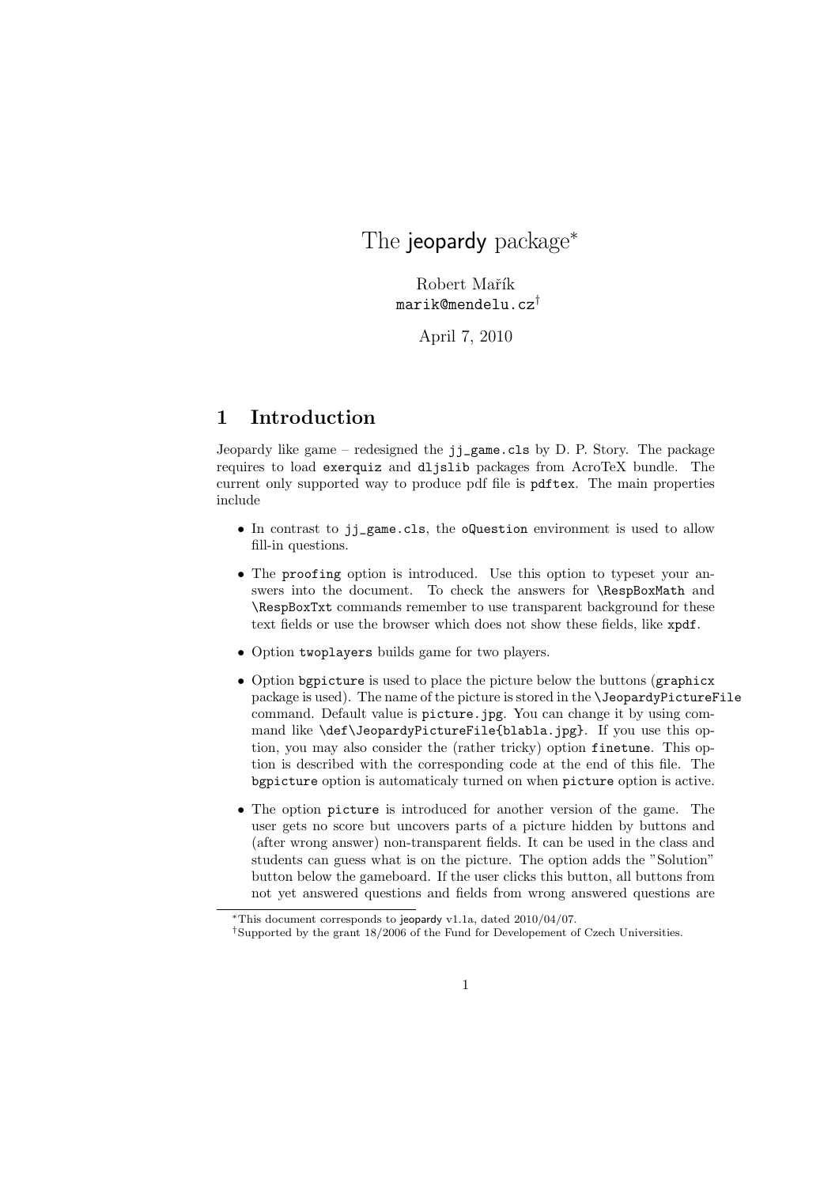# The jeopardy package[*]

Robert Mařík
marik@mendelu.cz[†]

April 7, 2010

## 1 Introduction

Jeopardy like game – redesigned the `jj_game.cls` by D. P. Story. The package requires to load `exerquiz` and `dljslib` packages from AcroTeX bundle. The current only supported way to produce pdf file is `pdftex`. The main properties include

- In contrast to `jj_game.cls`, the `oQuestion` environment is used to allow fill-in questions.
- The `proofing` option is introduced. Use this option to typeset your answers into the document. To check the answers for `\RespBoxMath` and `\RespBoxTxt` commands remember to use transparent background for these text fields or use the browser which does not show these fields, like `xpdf`.
- Option `twoplayers` builds game for two players.
- Option `bgpicture` is used to place the picture below the buttons (`graphicx` package is used). The name of the picture is stored in the `\JeopardyPictureFile` command. Default value is `picture.jpg`. You can change it by using command like `\def\JeopardyPictureFile{blabla.jpg}`. If you use this option, you may also consider the (rather tricky) option `finetune`. This option is described with the corresponding code at the end of this file. The `bgpicture` option is automaticaly turned on when `picture` option is active.
- The option `picture` is introduced for another version of the game. The user gets no score but uncovers parts of a picture hidden by buttons and (after wrong answer) non-transparent fields. It can be used in the class and students can guess what is on the picture. The option adds the "Solution" button below the gameboard. If the user clicks this button, all buttons from not yet answered questions and fields from wrong answered questions are

---

[*] This document corresponds to jeopardy v1.1a, dated 2010/04/07.

[†] Supported by the grant 18/2006 of the Fund for Developement of Czech Universities.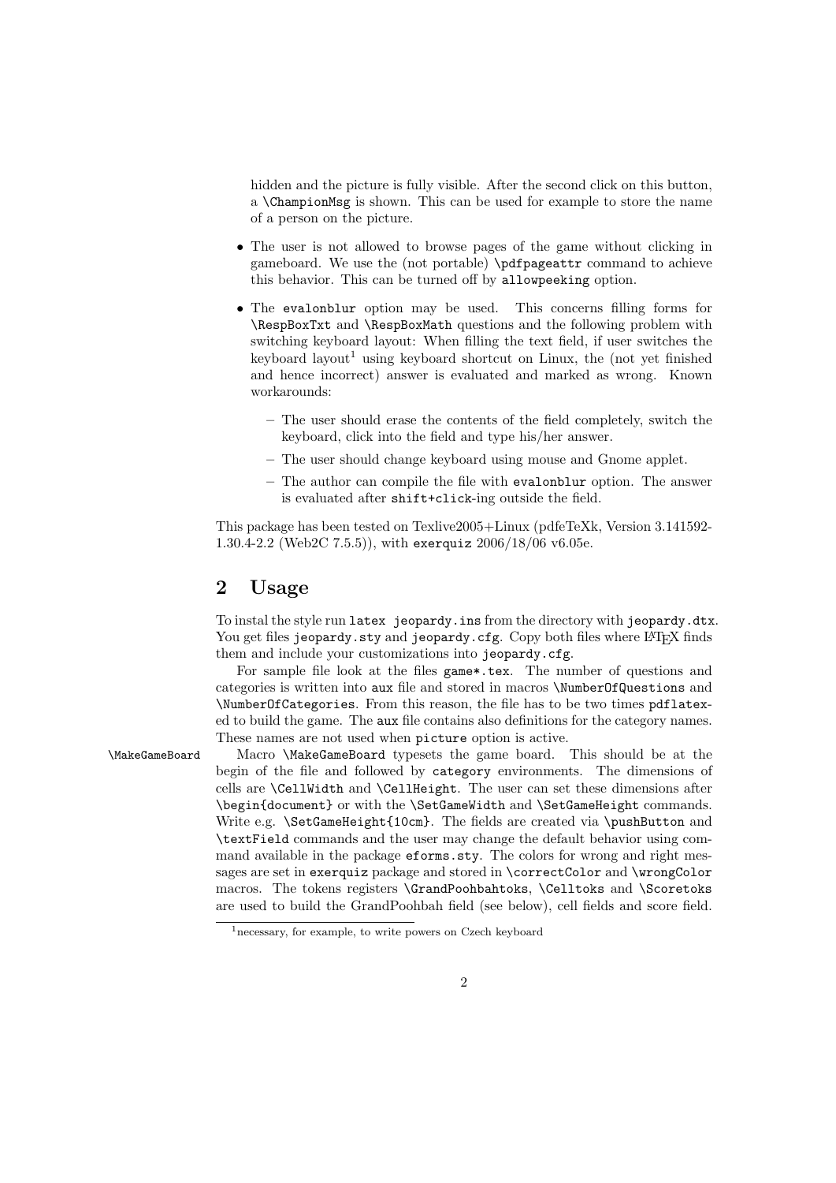hidden and the picture is fully visible. After the second click on this button, a `\ChampionMsg` is shown. This can be used for example to store the name of a person on the picture.

- The user is not allowed to browse pages of the game without clicking in gameboard. We use the (not portable) `\pdfpageattr` command to achieve this behavior. This can be turned off by `allowpeeking` option.
- The `evalonblur` option may be used. This concerns filling forms for `\RespBoxTxt` and `\RespBoxMath` questions and the following problem with switching keyboard layout: When filling the text field, if user switches the keyboard layout[1] using keyboard shortcut on Linux, the (not yet finished and hence incorrect) answer is evaluated and marked as wrong. Known workarounds:
  - The user should erase the contents of the field completely, switch the keyboard, click into the field and type his/her answer.
  - The user should change keyboard using mouse and Gnome applet.
  - The author can compile the file with `evalonblur` option. The answer is evaluated after `shift+click`-ing outside the field.

This package has been tested on Texlive2005+Linux (pdfeTeXk, Version 3.141592-1.30.4-2.2 (Web2C 7.5.5)), with `exerquiz` 2006/18/06 v6.05e.

## 2 Usage

To instal the style run `latex jeopardy.ins` from the directory with `jeopardy.dtx`. You get files `jeopardy.sty` and `jeopardy.cfg`. Copy both files where LaTeX finds them and include your customizations into `jeopardy.cfg`.

For sample file look at the files `game*.tex`. The number of questions and categories is written into `aux` file and stored in macros `\NumberOfQuestions` and `\NumberOfCategories`. From this reason, the file has to be two times `pdflatex`-ed to build the game. The `aux` file contains also definitions for the category names. These names are not used when `picture` option is active.

`\MakeGameBoard` Macro `\MakeGameBoard` typesets the game board. This should be at the begin of the file and followed by `category` environments. The dimensions of cells are `\CellWidth` and `\CellHeight`. The user can set these dimensions after `\begin{document}` or with the `\SetGameWidth` and `\SetGameHeight` commands. Write e.g. `\SetGameHeight{10cm}`. The fields are created via `\pushButton` and `\textField` commands and the user may change the default behavior using command available in the package `eforms.sty`. The colors for wrong and right messages are set in `exerquiz` package and stored in `\correctColor` and `\wrongColor` macros. The tokens registers `\GrandPoohbahtoks`, `\Celltoks` and `\Scoretoks` are used to build the GrandPoohbah field (see below), cell fields and score field.

[1] necessary, for example, to write powers on Czech keyboard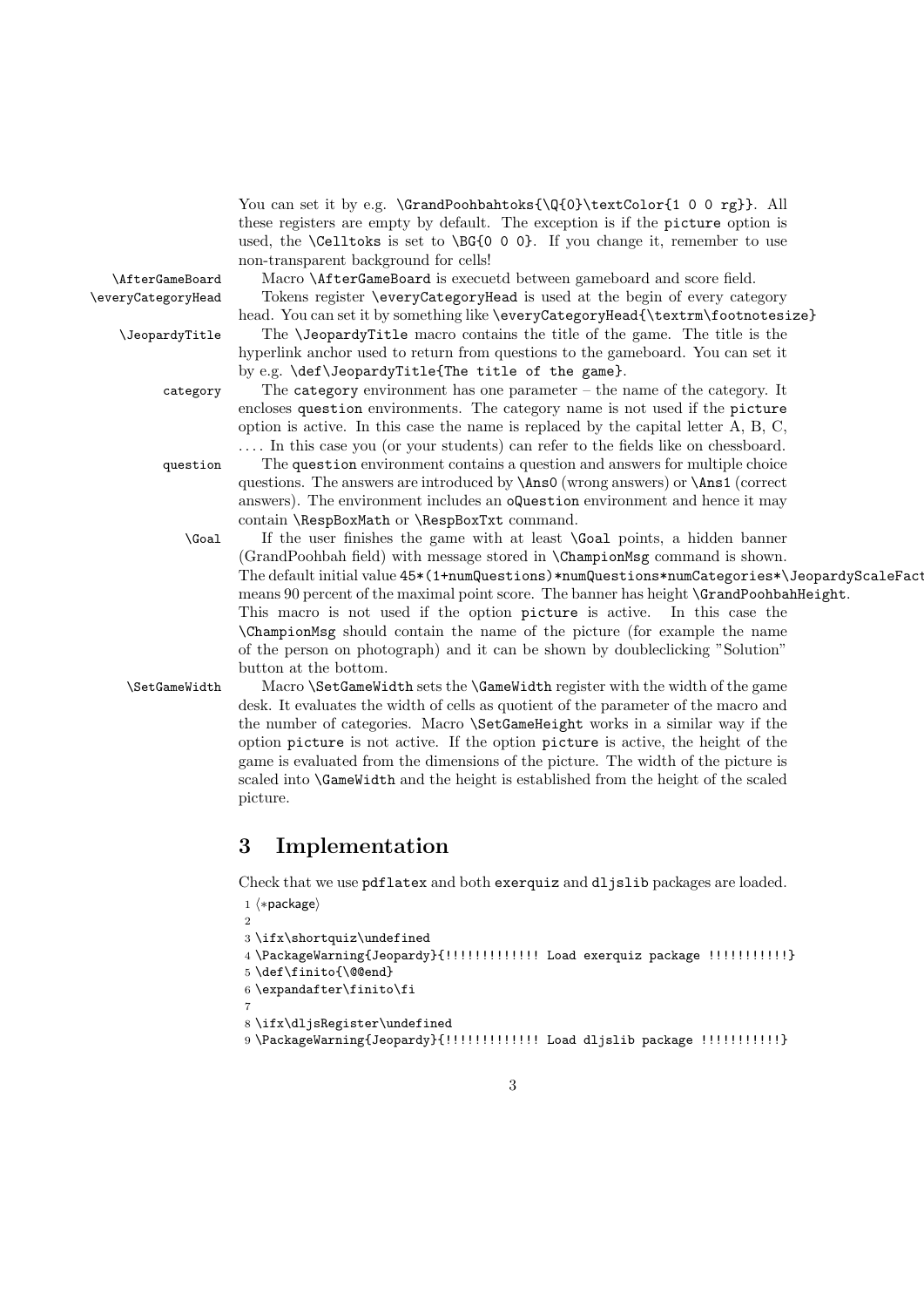You can set it by e.g. `\GrandPoohbahtoks{\Q{0}\textColor{1 0 0 rg}}`. All these registers are empty by default. The exception is if the `picture` option is used, the `\Celltoks` is set to `\BG{0 0 0}`. If you change it, remember to use non-transparent background for cells!

`\AfterGameBoard` Macro `\AfterGameBoard` is execuetd between gameboard and score field.

`\everyCategoryHead` Tokens register `\everyCategoryHead` is used at the begin of every category head. You can set it by something like `\everyCategoryHead{\textrm\footnotesize}`

`\JeopardyTitle` The `\JeopardyTitle` macro contains the title of the game. The title is the hyperlink anchor used to return from questions to the gameboard. You can set it by e.g. `\def\JeopardyTitle{The title of the game}`.

`category` The `category` environment has one parameter – the name of the category. It encloses `question` environments. The category name is not used if the `picture` option is active. In this case the name is replaced by the capital letter A, B, C, .... In this case you (or your students) can refer to the fields like on chessboard.

`question` The `question` environment contains a question and answers for multiple choice questions. The answers are introduced by `\Ans0` (wrong answers) or `\Ans1` (correct answers). The environment includes an `oQuestion` environment and hence it may contain `\RespBoxMath` or `\RespBoxTxt` command.

`\Goal` If the user finishes the game with at least `\Goal` points, a hidden banner (GrandPoohbah field) with message stored in `\ChampionMsg` command is shown. The default initial value `45*(1+numQuestions)*numQuestions*numCategories*\JeopardyScaleFact` means 90 percent of the maximal point score. The banner has height `\GrandPoohbahHeight`. This macro is not used if the option `picture` is active. In this case the `\ChampionMsg` should contain the name of the picture (for example the name of the person on photograph) and it can be shown by doubleclicking "Solution" button at the bottom.

`\SetGameWidth` Macro `\SetGameWidth` sets the `\GameWidth` register with the width of the game desk. It evaluates the width of cells as quotient of the parameter of the macro and the number of categories. Macro `\SetGameHeight` works in a similar way if the option `picture` is not active. If the option `picture` is active, the height of the game is evaluated from the dimensions of the picture. The width of the picture is scaled into `\GameWidth` and the height is established from the height of the scaled picture.

# 3 Implementation

Check that we use `pdflatex` and both `exerquiz` and `dljslib` packages are loaded.

```
1 ⟨*package⟩
2
3 \ifx\shortquiz\undefined
4 \PackageWarning{Jeopardy}{!!!!!!!!!!!!! Load exerquiz package !!!!!!!!!!!}
5 \def\finito{\@@end}
6 \expandafter\finito\fi
7
8 \ifx\dljsRegister\undefined
9 \PackageWarning{Jeopardy}{!!!!!!!!!!!!! Load dljslib package !!!!!!!!!!!}
```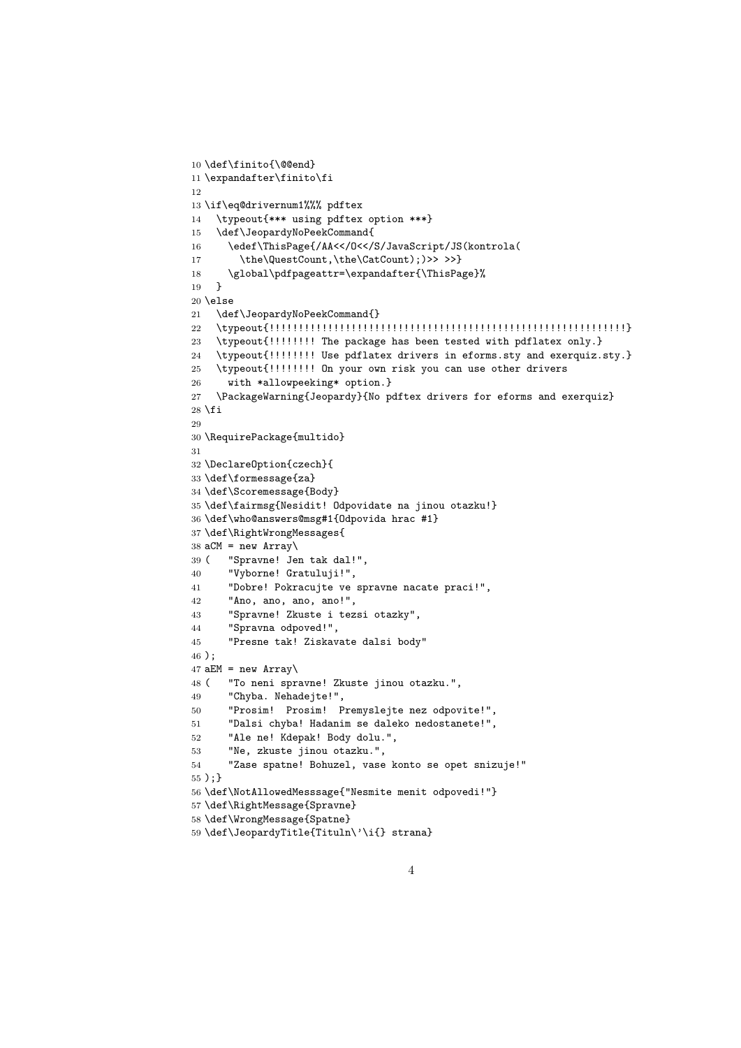```
10 \def\finito{\@@end}
11 \expandafter\finito\fi
12
13 \if\eq@drivernum1%%% pdftex
14   \typeout{*** using pdftex option ***}
15   \def\JeopardyNoPeekCommand{
16     \edef\ThisPage{/AA<</O<</S/JavaScript/JS(kontrola(
17       \the\QuestCount,\the\CatCount);)>> >>}
18     \global\pdfpageattr=\expandafter{\ThisPage}%
19   }
20 \else
21   \def\JeopardyNoPeekCommand{}
22   \typeout{!!!!!!!!!!!!!!!!!!!!!!!!!!!!!!!!!!!!!!!!!!!!!!!!!!!!!!!!!!!!!}
23   \typeout{!!!!!!!! The package has been tested with pdflatex only.}
24   \typeout{!!!!!!!! Use pdflatex drivers in eforms.sty and exerquiz.sty.}
25   \typeout{!!!!!!!! On your own risk you can use other drivers
26     with *allowpeeking* option.}
27   \PackageWarning{Jeopardy}{No pdftex drivers for eforms and exerquiz}
28 \fi
29
30 \RequirePackage{multido}
31
32 \DeclareOption{czech}{
33 \def\formessage{za}
34 \def\Scoremessage{Body}
35 \def\fairmsg{Nesidit! Odpovidate na jinou otazku!}
36 \def\who@answers@msg#1{Odpovida hrac #1}
37 \def\RightWrongMessages{
38 aCM = new Array\
39 (   "Spravne! Jen tak dal!",
40     "Vyborne! Gratuluji!",
41     "Dobre! Pokracujte ve spravne nacate praci!",
42     "Ano, ano, ano, ano!",
43     "Spravne! Zkuste i tezsi otazky",
44     "Spravna odpoved!",
45     "Presne tak! Ziskavate dalsi body"
46 );
47 aEM = new Array\
48 (   "To neni spravne! Zkuste jinou otazku.",
49     "Chyba. Nehadejte!",
50     "Prosim!  Prosim!  Premyslejte nez odpovite!",
51     "Dalsi chyba! Hadanim se daleko nedostanete!",
52     "Ale ne! Kdepak! Body dolu.",
53     "Ne, zkuste jinou otazku.",
54     "Zase spatne! Bohuzel, vase konto se opet snizuje!"
55 );}
56 \def\NotAllowedMesssage{"Nesmite menit odpovedi!"}
57 \def\RightMessage{Spravne}
58 \def\WrongMessage{Spatne}
59 \def\JeopardyTitle{Tituln\'\i{} strana}
```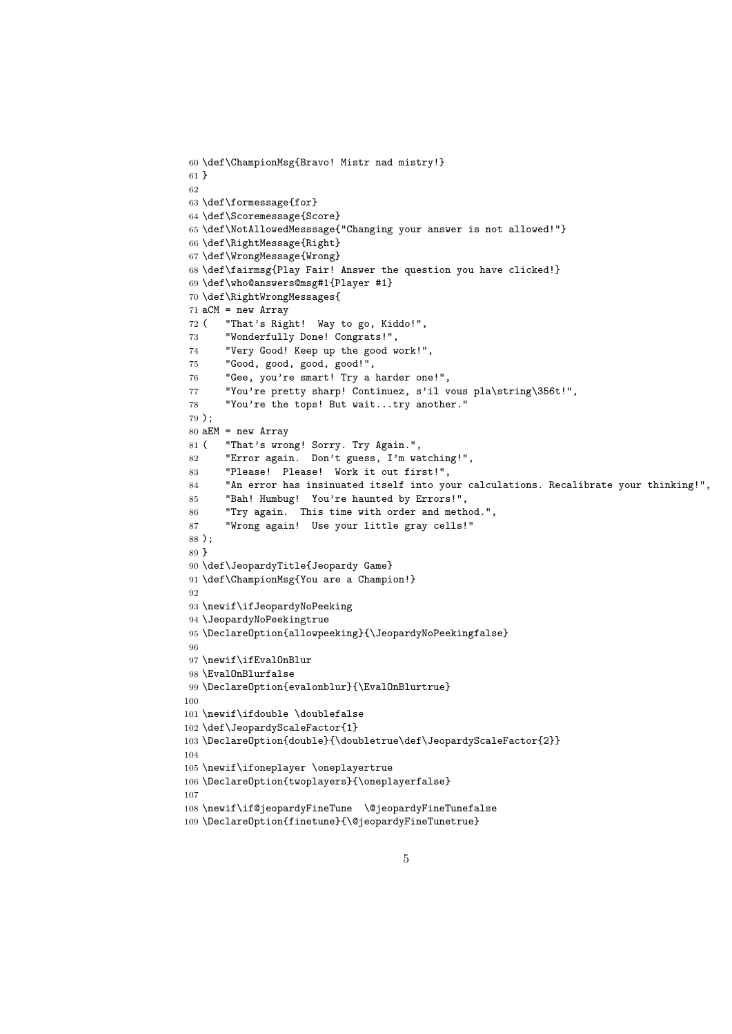```
60 \def\ChampionMsg{Bravo! Mistr nad mistry!}
61 }
62
63 \def\formessage{for}
64 \def\Scoremessage{Score}
65 \def\NotAllowedMesssage{"Changing your answer is not allowed!"}
66 \def\RightMessage{Right}
67 \def\WrongMessage{Wrong}
68 \def\fairmsg{Play Fair! Answer the question you have clicked!}
69 \def\who@answers@msg#1{Player #1}
70 \def\RightWrongMessages{
71 aCM = new Array
72 (   "That's Right!  Way to go, Kiddo!",
73     "Wonderfully Done! Congrats!",
74     "Very Good! Keep up the good work!",
75     "Good, good, good, good!",
76     "Gee, you're smart! Try a harder one!",
77     "You're pretty sharp! Continuez, s'il vous pla\string\356t!",
78     "You're the tops! But wait...try another."
79 );
80 aEM = new Array
81 (   "That's wrong! Sorry. Try Again.",
82     "Error again.  Don't guess, I'm watching!",
83     "Please!  Please!  Work it out first!",
84     "An error has insinuated itself into your calculations. Recalibrate your thinking!",
85     "Bah! Humbug!  You're haunted by Errors!",
86     "Try again.  This time with order and method.",
87     "Wrong again!  Use your little gray cells!"
88 );
89 }
90 \def\JeopardyTitle{Jeopardy Game}
91 \def\ChampionMsg{You are a Champion!}
92
93 \newif\ifJeopardyNoPeeking
94 \JeopardyNoPeekingtrue
95 \DeclareOption{allowpeeking}{\JeopardyNoPeekingfalse}
96
97 \newif\ifEvalOnBlur
98 \EvalOnBlurfalse
99 \DeclareOption{evalonblur}{\EvalOnBlurtrue}
100
101 \newif\ifdouble \doublefalse
102 \def\JeopardyScaleFactor{1}
103 \DeclareOption{double}{\doubletrue\def\JeopardyScaleFactor{2}}
104
105 \newif\ifoneplayer \oneplayertrue
106 \DeclareOption{twoplayers}{\oneplayerfalse}
107
108 \newif\if@jeopardyFineTune  \@jeopardyFineTunefalse
109 \DeclareOption{finetune}{\@jeopardyFineTunetrue}
```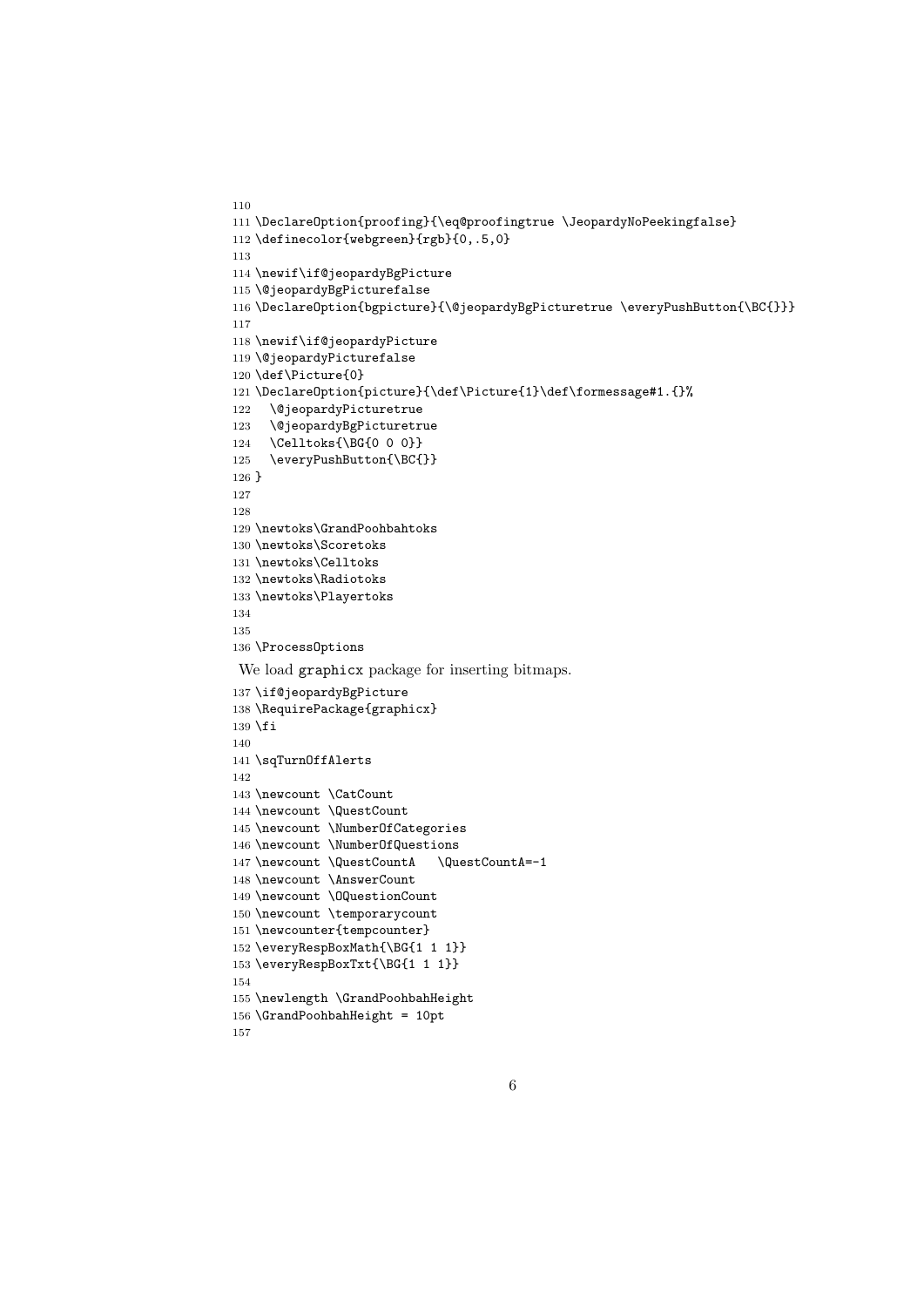```
110
111 \DeclareOption{proofing}{\eq@proofingtrue \JeopardyNoPeekingfalse}
112 \definecolor{webgreen}{rgb}{0,.5,0}
113
114 \newif\if@jeopardyBgPicture
115 \@jeopardyBgPicturefalse
116 \DeclareOption{bgpicture}{\@jeopardyBgPicturetrue \everyPushButton{\BC{}}}
117
118 \newif\if@jeopardyPicture
119 \@jeopardyPicturefalse
120 \def\Picture{0}
121 \DeclareOption{picture}{\def\Picture{1}\def\formessage#1.{}%
122   \@jeopardyPicturetrue
123   \@jeopardyBgPicturetrue
124   \Celltoks{\BG{0 0 0}}
125   \everyPushButton{\BC{}}
126 }
127
128
129 \newtoks\GrandPoohbahtoks
130 \newtoks\Scoretoks
131 \newtoks\Celltoks
132 \newtoks\Radiotoks
133 \newtoks\Playertoks
134
135
136 \ProcessOptions
```

We load graphicx package for inserting bitmaps.

```
137 \if@jeopardyBgPicture
138 \RequirePackage{graphicx}
139 \fi
140
141 \sqTurnOffAlerts
142
143 \newcount \CatCount
144 \newcount \QuestCount
145 \newcount \NumberOfCategories
146 \newcount \NumberOfQuestions
147 \newcount \QuestCountA   \QuestCountA=-1
148 \newcount \AnswerCount
149 \newcount \OQuestionCount
150 \newcount \temporarycount
151 \newcounter{tempcounter}
152 \everyRespBoxMath{\BG{1 1 1}}
153 \everyRespBoxTxt{\BG{1 1 1}}
154
155 \newlength \GrandPoohbahHeight
156 \GrandPoohbahHeight = 10pt
157
```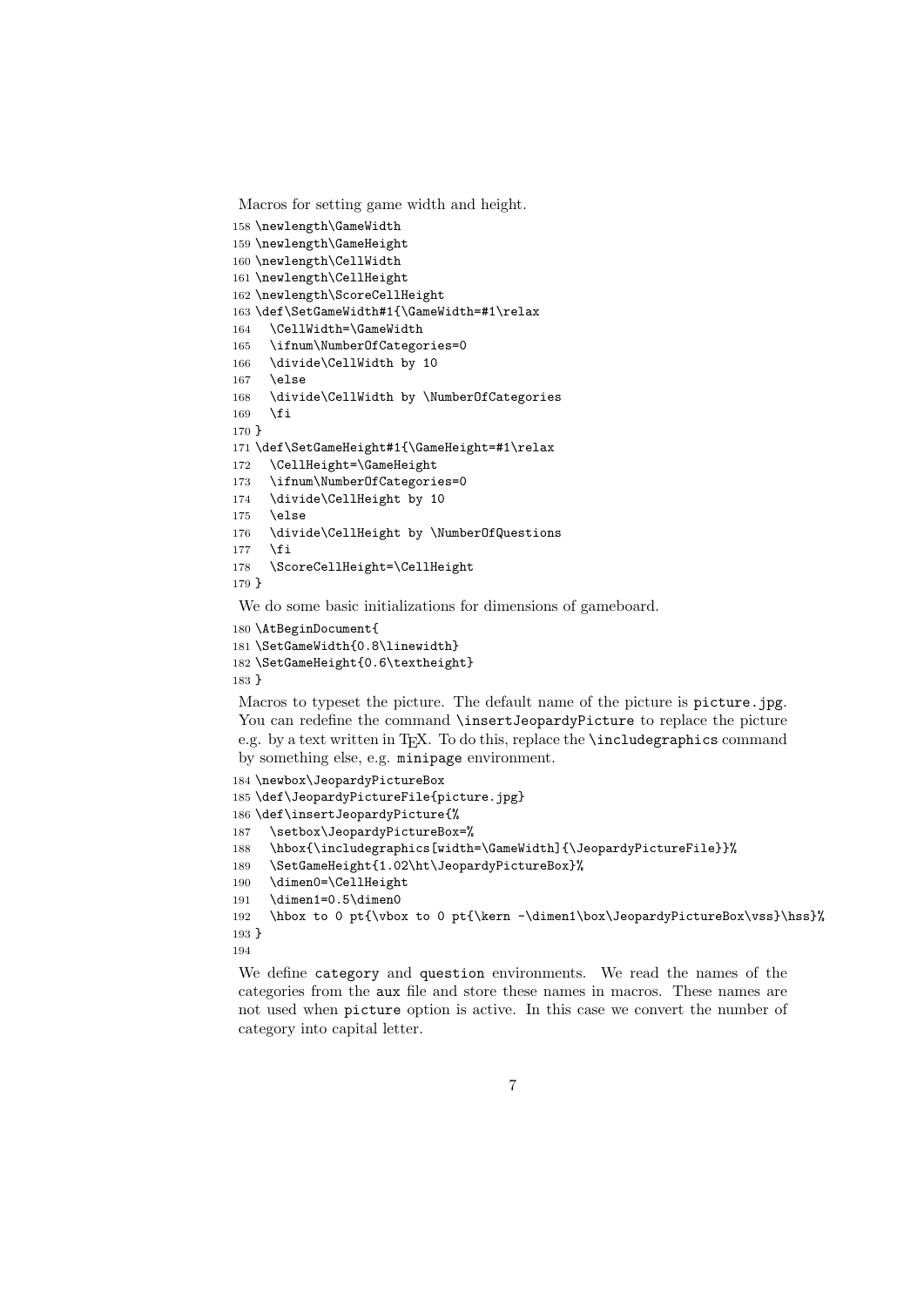Macros for setting game width and height.

```
158 \newlength\GameWidth
159 \newlength\GameHeight
160 \newlength\CellWidth
161 \newlength\CellHeight
162 \newlength\ScoreCellHeight
163 \def\SetGameWidth#1{\GameWidth=#1\relax
164   \CellWidth=\GameWidth
165   \ifnum\NumberOfCategories=0
166   \divide\CellWidth by 10
167   \else
168   \divide\CellWidth by \NumberOfCategories
169   \fi
170 }
171 \def\SetGameHeight#1{\GameHeight=#1\relax
172   \CellHeight=\GameHeight
173   \ifnum\NumberOfCategories=0
174   \divide\CellHeight by 10
175   \else
176   \divide\CellHeight by \NumberOfQuestions
177   \fi
178   \ScoreCellHeight=\CellHeight
179 }
```

We do some basic initializations for dimensions of gameboard.

```
180 \AtBeginDocument{
181 \SetGameWidth{0.8\linewidth}
182 \SetGameHeight{0.6\textheight}
183 }
```

Macros to typeset the picture. The default name of the picture is `picture.jpg`. You can redefine the command `\insertJeopardyPicture` to replace the picture e.g. by a text written in TEX. To do this, replace the `\includegraphics` command by something else, e.g. `minipage` environment.

```
184 \newbox\JeopardyPictureBox
185 \def\JeopardyPictureFile{picture.jpg}
186 \def\insertJeopardyPicture{%
187   \setbox\JeopardyPictureBox=%
188   \hbox{\includegraphics[width=\GameWidth]{\JeopardyPictureFile}}%
189   \SetGameHeight{1.02\ht\JeopardyPictureBox}%
190   \dimen0=\CellHeight
191   \dimen1=0.5\dimen0
192   \hbox to 0 pt{\vbox to 0 pt{\kern -\dimen1\box\JeopardyPictureBox\vss}\hss}%
193 }
194
```

We define `category` and `question` environments. We read the names of the categories from the `aux` file and store these names in macros. These names are not used when `picture` option is active. In this case we convert the number of category into capital letter.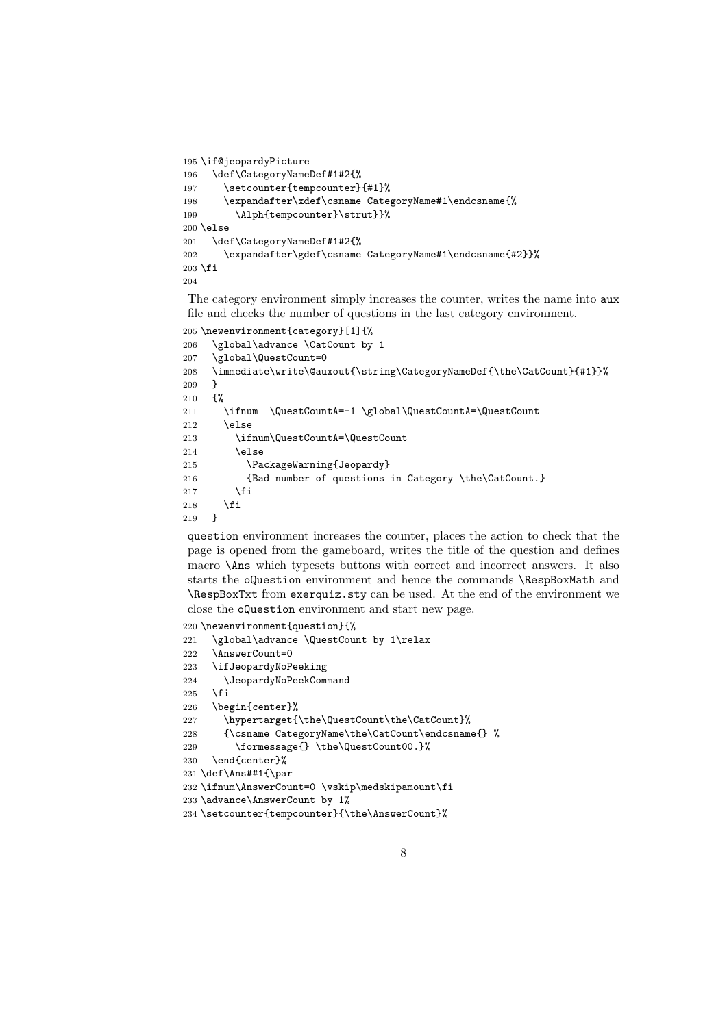```
195 \if@jeopardyPicture
196   \def\CategoryNameDef#1#2{%
197     \setcounter{tempcounter}{#1}%
198     \expandafter\xdef\csname CategoryName#1\endcsname{%
199       \Alph{tempcounter}\strut}}%
200 \else
201   \def\CategoryNameDef#1#2{%
202     \expandafter\gdef\csname CategoryName#1\endcsname{#2}}%
203 \fi
204
```

The category environment simply increases the counter, writes the name into aux file and checks the number of questions in the last category environment.

```
205 \newenvironment{category}[1]{%
206   \global\advance \CatCount by 1
207   \global\QuestCount=0
208   \immediate\write\@auxout{\string\CategoryNameDef{\the\CatCount}{#1}}%
209   }
210   {%
211     \ifnum  \QuestCountA=-1 \global\QuestCountA=\QuestCount
212     \else
213       \ifnum\QuestCountA=\QuestCount
214       \else
215         \PackageWarning{Jeopardy}
216         {Bad number of questions in Category \the\CatCount.}
217       \fi
218     \fi
219   }
```

`question` environment increases the counter, places the action to check that the page is opened from the gameboard, writes the title of the question and defines macro `\Ans` which typesets buttons with correct and incorrect answers. It also starts the `oQuestion` environment and hence the commands `\RespBoxMath` and `\RespBoxTxt` from `exerquiz.sty` can be used. At the end of the environment we close the `oQuestion` environment and start new page.

```
220 \newenvironment{question}{%
221   \global\advance \QuestCount by 1\relax
222   \AnswerCount=0
223   \ifJeopardyNoPeeking
224     \JeopardyNoPeekCommand
225   \fi
226   \begin{center}%
227     \hypertarget{\the\QuestCount\the\CatCount}%
228     {\csname CategoryName\the\CatCount\endcsname{} %
229       \formessage{} \the\QuestCount00.}%
230   \end{center}%
231 \def\Ans##1{\par
232 \ifnum\AnswerCount=0 \vskip\medskipamount\fi
233 \advance\AnswerCount by 1%
234 \setcounter{tempcounter}{\the\AnswerCount}%
```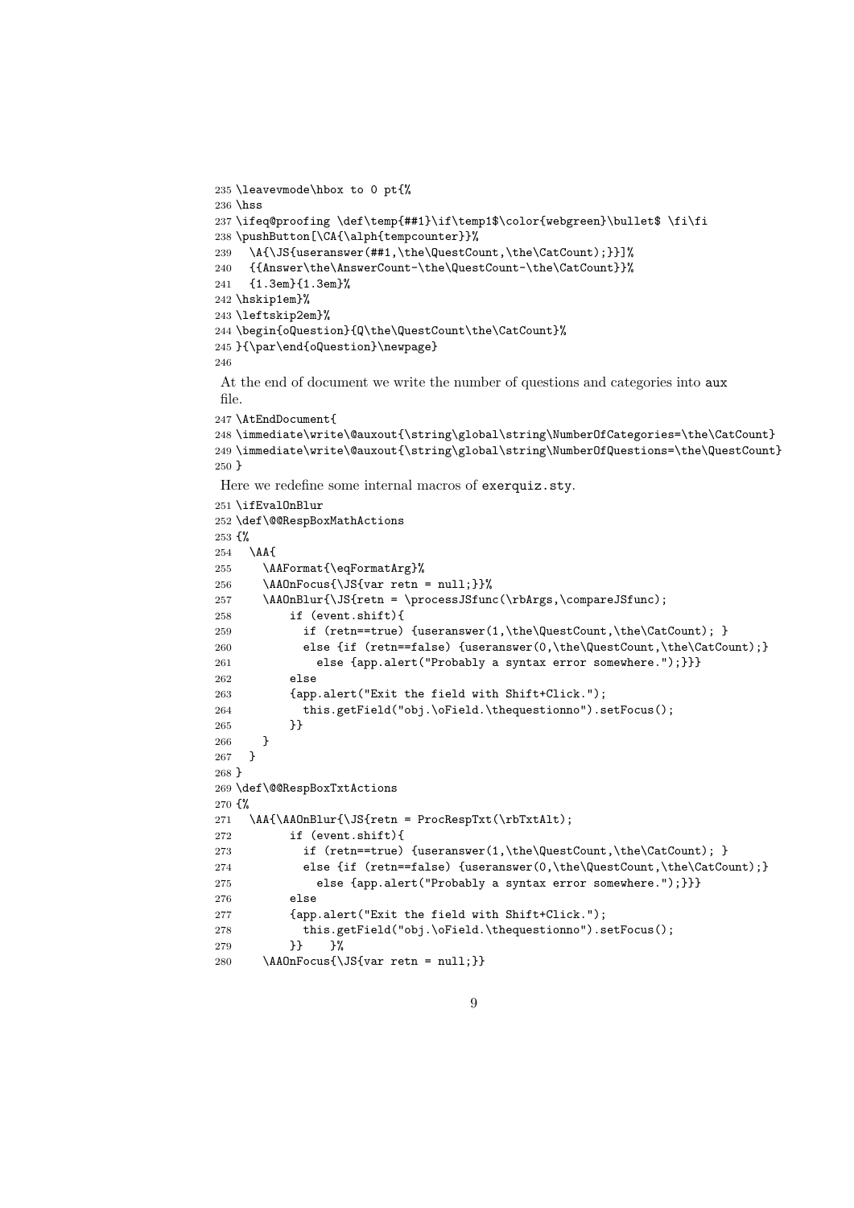```
235 \leavevmode\hbox to 0 pt{%
236 \hss
237 \ifeq@proofing \def\temp{##1}\if\temp1$\color{webgreen}\bullet$ \fi\fi
238 \pushButton[\CA{\alph{tempcounter}}%
239   \A{\JS{useranswer(##1,\the\QuestCount,\the\CatCount);}}]%
240   {{Answer\the\AnswerCount-\the\QuestCount-\the\CatCount}}%
241   {1.3em}{1.3em}%
242 \hskip1em}%
243 \leftskip2em}%
244 \begin{oQuestion}{Q\the\QuestCount\the\CatCount}%
245 }{\par\end{oQuestion}\newpage}
246
```

At the end of document we write the number of questions and categories into aux file.

```
247 \AtEndDocument{
248 \immediate\write\@auxout{\string\global\string\NumberOfCategories=\the\CatCount}
249 \immediate\write\@auxout{\string\global\string\NumberOfQuestions=\the\QuestCount}
250 }
```

Here we redefine some internal macros of exerquiz.sty.

```
251 \ifEvalOnBlur
252 \def\@@RespBoxMathActions
253 {%
254   \AA{
255     \AAFormat{\eqFormatArg}%
256     \AAOnFocus{\JS{var retn = null;}}%
257     \AAOnBlur{\JS{retn = \processJSfunc(\rbArgs,\compareJSfunc);
258         if (event.shift){
259           if (retn==true) {useranswer(1,\the\QuestCount,\the\CatCount); }
260           else {if (retn==false) {useranswer(0,\the\QuestCount,\the\CatCount);}
261             else {app.alert("Probably a syntax error somewhere.");}}}
262         else
263         {app.alert("Exit the field with Shift+Click.");
264           this.getField("obj.\oField.\thequestionno").setFocus();
265         }}
266     }
267   }
268 }
269 \def\@@RespBoxTxtActions
270 {%
271   \AA{\AAOnBlur{\JS{retn = ProcRespTxt(\rbTxtAlt);
272         if (event.shift){
273           if (retn==true) {useranswer(1,\the\QuestCount,\the\CatCount); }
274           else {if (retn==false) {useranswer(0,\the\QuestCount,\the\CatCount);}
275             else {app.alert("Probably a syntax error somewhere.");}}}
276         else
277         {app.alert("Exit the field with Shift+Click.");
278           this.getField("obj.\oField.\thequestionno").setFocus();
279         }}    }%
280     \AAOnFocus{\JS{var retn = null;}}
```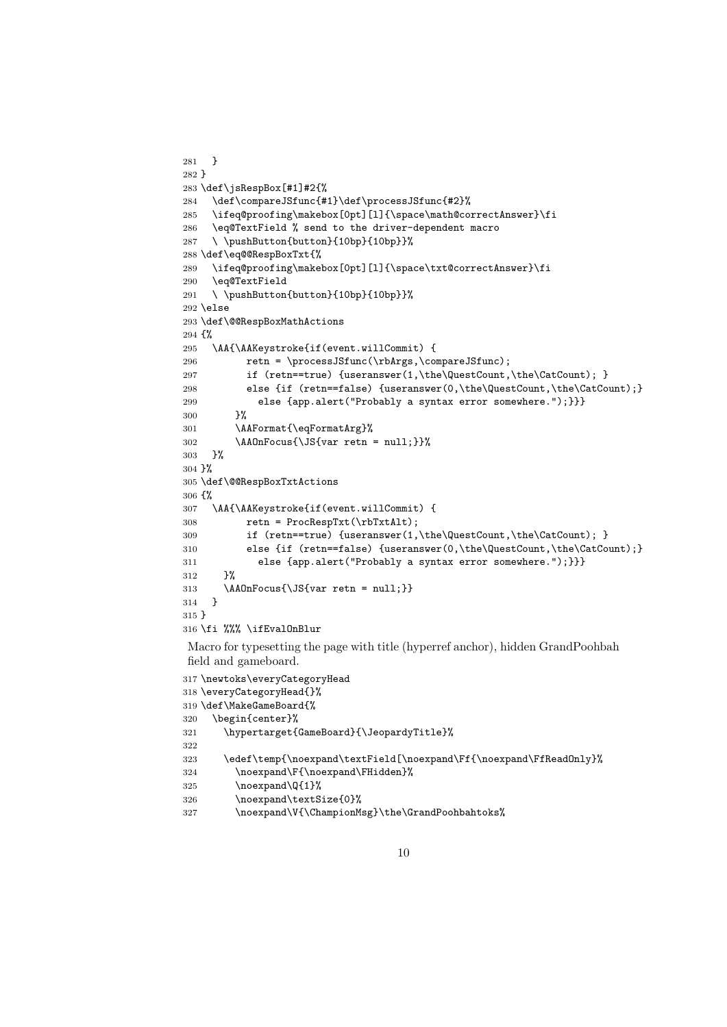```
281   }
282 }
283 \def\jsRespBox[#1]#2{%
284   \def\compareJSfunc{#1}\def\processJSfunc{#2}%
285   \ifeq@proofing\makebox[0pt][l]{\space\math@correctAnswer}\fi
286   \eq@TextField % send to the driver-dependent macro
287   \ \pushButton{button}{10bp}{10bp}}%
288 \def\eq@@RespBoxTxt{%
289   \ifeq@proofing\makebox[0pt][l]{\space\txt@correctAnswer}\fi
290   \eq@TextField
291   \ \pushButton{button}{10bp}{10bp}}%
292 \else
293 \def\@@RespBoxMathActions
294 {%
295   \AA{\AAKeystroke{if(event.willCommit) {
296         retn = \processJSfunc(\rbArgs,\compareJSfunc);
297         if (retn==true) {useranswer(1,\the\QuestCount,\the\CatCount); }
298         else {if (retn==false) {useranswer(0,\the\QuestCount,\the\CatCount);}
299           else {app.alert("Probably a syntax error somewhere.");}}}
300       }%
301       \AAFormat{\eqFormatArg}%
302       \AAOnFocus{\JS{var retn = null;}}%
303   }%
304 }%
305 \def\@@RespBoxTxtActions
306 {%
307   \AA{\AAKeystroke{if(event.willCommit) {
308         retn = ProcRespTxt(\rbTxtAlt);
309         if (retn==true) {useranswer(1,\the\QuestCount,\the\CatCount); }
310         else {if (retn==false) {useranswer(0,\the\QuestCount,\the\CatCount);}
311           else {app.alert("Probably a syntax error somewhere.");}}}
312     }%
313     \AAOnFocus{\JS{var retn = null;}}
314   }
315 }
316 \fi %%% \ifEvalOnBlur
```

Macro for typesetting the page with title (hyperref anchor), hidden GrandPoohbah field and gameboard.

```
317 \newtoks\everyCategoryHead
318 \everyCategoryHead{}%
319 \def\MakeGameBoard{%
320   \begin{center}%
321     \hypertarget{GameBoard}{\JeopardyTitle}%
322 
323     \edef\temp{\noexpand\textField[\noexpand\Ff{\noexpand\FfReadOnly}%
324       \noexpand\F{\noexpand\FHidden}%
325       \noexpand\Q{1}%
326       \noexpand\textSize{0}%
327       \noexpand\V{\ChampionMsg}\the\GrandPoohbahtoks%
```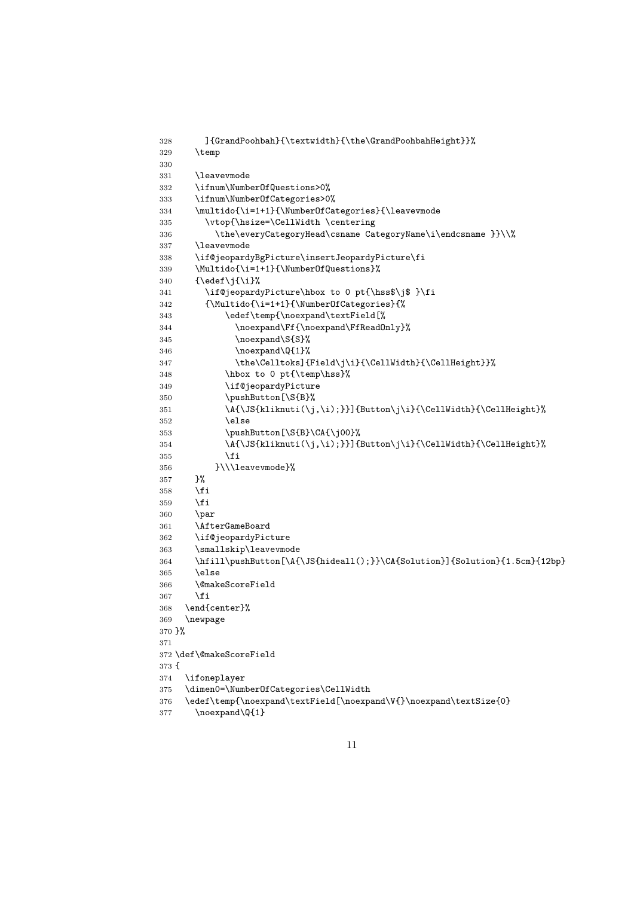```
328       ]{GrandPoohbah}{\textwidth}{\the\GrandPoohbahHeight}}%
329     \temp
330
331     \leavevmode
332     \ifnum\NumberOfQuestions>0%
333     \ifnum\NumberOfCategories>0%
334     \multido{\i=1+1}{\NumberOfCategories}{\leavevmode
335       \vtop{\hsize=\CellWidth \centering
336         \the\everyCategoryHead\csname CategoryName\i\endcsname }}\\%
337     \leavevmode
338     \if@jeopardyBgPicture\insertJeopardyPicture\fi
339     \Multido{\i=1+1}{\NumberOfQuestions}%
340     {\edef\j{\i}%
341       \if@jeopardyPicture\hbox to 0 pt{\hss$\j$ }\fi
342       {\Multido{\i=1+1}{\NumberOfCategories}{%
343           \edef\temp{\noexpand\textField[%
344             \noexpand\Ff{\noexpand\FfReadOnly}%
345             \noexpand\S{S}%
346             \noexpand\Q{1}%
347             \the\Celltoks]{Field\j\i}{\CellWidth}{\CellHeight}}%
348           \hbox to 0 pt{\temp\hss}%
349           \if@jeopardyPicture
350           \pushButton[\S{B}%
351           \A{\JS{kliknuti(\j,\i);}}]{Button\j\i}{\CellWidth}{\CellHeight}%
352           \else
353           \pushButton[\S{B}\CA{\j00}%
354           \A{\JS{kliknuti(\j,\i);}}]{Button\j\i}{\CellWidth}{\CellHeight}%
355           \fi
356         }\\\leavevmode}%
357     }%
358     \fi
359     \fi
360     \par
361     \AfterGameBoard
362     \if@jeopardyPicture
363     \smallskip\leavevmode
364     \hfill\pushButton[\A{\JS{hideall();}}\CA{Solution}]{Solution}{1.5cm}{12bp}
365     \else
366     \@makeScoreField
367     \fi
368   \end{center}%
369   \newpage
370 }%
371
372 \def\@makeScoreField
373 {
374   \ifoneplayer
375   \dimen0=\NumberOfCategories\CellWidth
376   \edef\temp{\noexpand\textField[\noexpand\V{}\noexpand\textSize{0}
377     \noexpand\Q{1}
```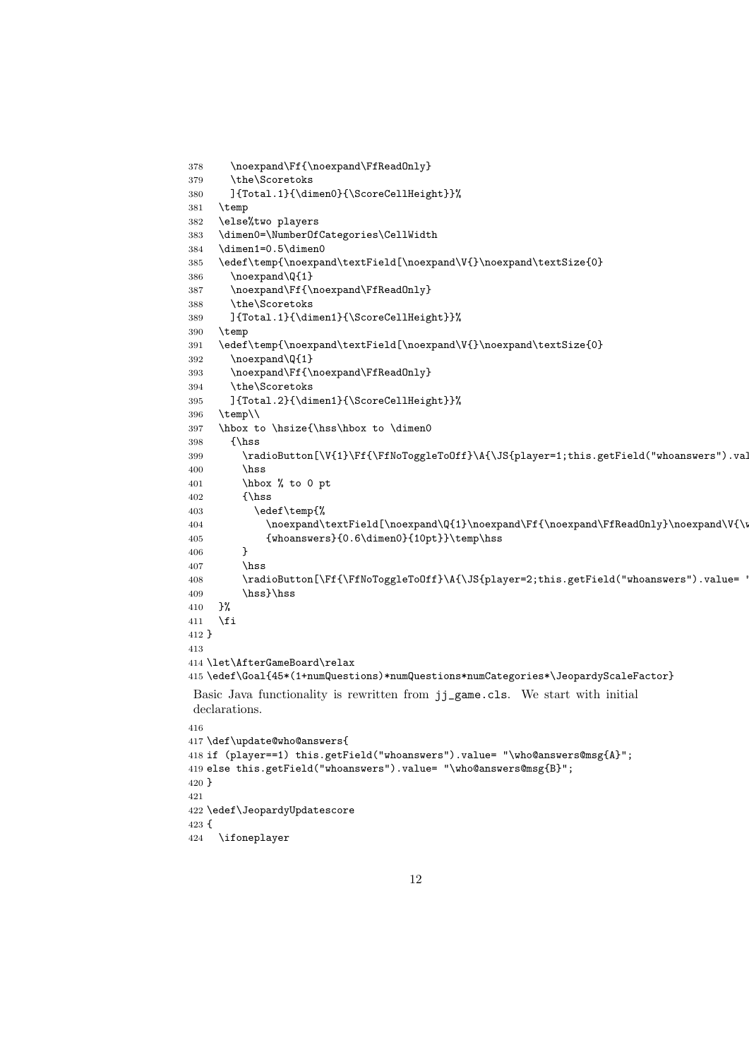```
378     \noexpand\Ff{\noexpand\FfReadOnly}
379     \the\Scoretoks
380     ]{Total.1}{\dimen0}{\ScoreCellHeight}}%
381   \temp
382   \else%two players
383   \dimen0=\NumberOfCategories\CellWidth
384   \dimen1=0.5\dimen0
385   \edef\temp{\noexpand\textField[\noexpand\V{}\noexpand\textSize{0}
386     \noexpand\Q{1}
387     \noexpand\Ff{\noexpand\FfReadOnly}
388     \the\Scoretoks
389     ]{Total.1}{\dimen1}{\ScoreCellHeight}}%
390   \temp
391   \edef\temp{\noexpand\textField[\noexpand\V{}\noexpand\textSize{0}
392     \noexpand\Q{1}
393     \noexpand\Ff{\noexpand\FfReadOnly}
394     \the\Scoretoks
395     ]{Total.2}{\dimen1}{\ScoreCellHeight}}%
396   \temp\\
397   \hbox to \hsize{\hss\hbox to \dimen0
398     {\hss
399       \radioButton[\V{1}\Ff{\FfNoToggleToOff}\A{\JS{player=1;this.getField("whoanswers").val
400       \hss
401       \hbox % to 0 pt
402       {\hss
403         \edef\temp{%
404           \noexpand\textField[\noexpand\Q{1}\noexpand\Ff{\noexpand\FfReadOnly}\noexpand\V{\w
405           {whoanswers}{0.6\dimen0}{10pt}}\temp\hss
406       }
407       \hss
408       \radioButton[\Ff{\FfNoToggleToOff}\A{\JS{player=2;this.getField("whoanswers").value= "
409       \hss}\hss
410   }%
411   \fi
412 }
413
414 \let\AfterGameBoard\relax
415 \edef\Goal{45*(1+numQuestions)*numQuestions*numCategories*\JeopardyScaleFactor}
```

Basic Java functionality is rewritten from jj_game.cls. We start with initial declarations.

```
416
417 \def\update@who@answers{
418 if (player==1) this.getField("whoanswers").value= "\who@answers@msg{A}";
419 else this.getField("whoanswers").value= "\who@answers@msg{B}";
420 }
421
422 \edef\JeopardyUpdatescore
423 {
424   \ifoneplayer
```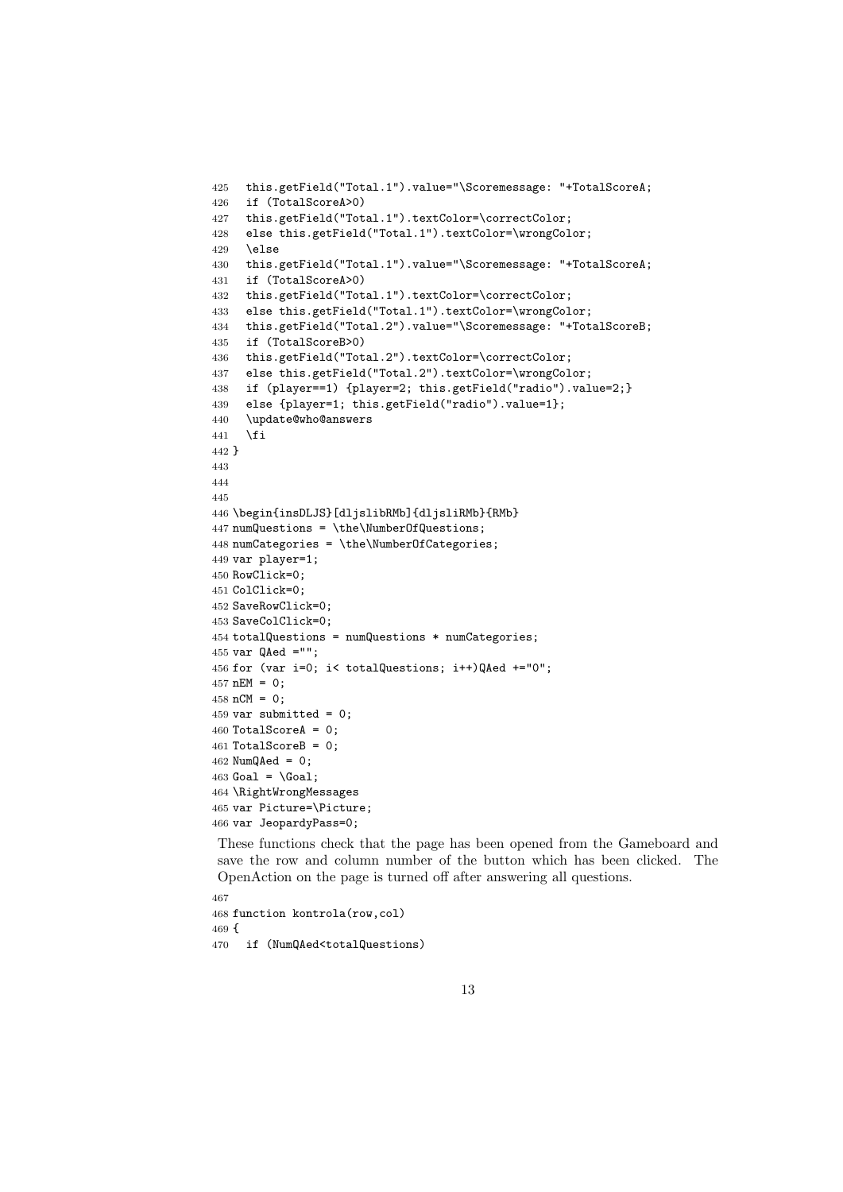```
425   this.getField("Total.1").value="\Scoremessage: "+TotalScoreA;
426   if (TotalScoreA>0)
427   this.getField("Total.1").textColor=\correctColor;
428   else this.getField("Total.1").textColor=\wrongColor;
429   \else
430   this.getField("Total.1").value="\Scoremessage: "+TotalScoreA;
431   if (TotalScoreA>0)
432   this.getField("Total.1").textColor=\correctColor;
433   else this.getField("Total.1").textColor=\wrongColor;
434   this.getField("Total.2").value="\Scoremessage: "+TotalScoreB;
435   if (TotalScoreB>0)
436   this.getField("Total.2").textColor=\correctColor;
437   else this.getField("Total.2").textColor=\wrongColor;
438   if (player==1) {player=2; this.getField("radio").value=2;}
439   else {player=1; this.getField("radio").value=1};
440   \update@who@answers
441   \fi
442 }
443
444
445
446 \begin{insDLJS}[dljslibRMb]{dljsliRMb}{RMb}
447 numQuestions = \the\NumberOfQuestions;
448 numCategories = \the\NumberOfCategories;
449 var player=1;
450 RowClick=0;
451 ColClick=0;
452 SaveRowClick=0;
453 SaveColClick=0;
454 totalQuestions = numQuestions * numCategories;
455 var QAed ="";
456 for (var i=0; i< totalQuestions; i++)QAed +="0";
457 nEM = 0;
458 nCM = 0;
459 var submitted = 0;
460 TotalScoreA = 0;
461 TotalScoreB = 0;
462 NumQAed = 0;
463 Goal = \Goal;
464 \RightWrongMessages
465 var Picture=\Picture;
466 var JeopardyPass=0;
```

These functions check that the page has been opened from the Gameboard and save the row and column number of the button which has been clicked. The OpenAction on the page is turned off after answering all questions.

```
467
468 function kontrola(row,col)
469 {
470   if (NumQAed<totalQuestions)
```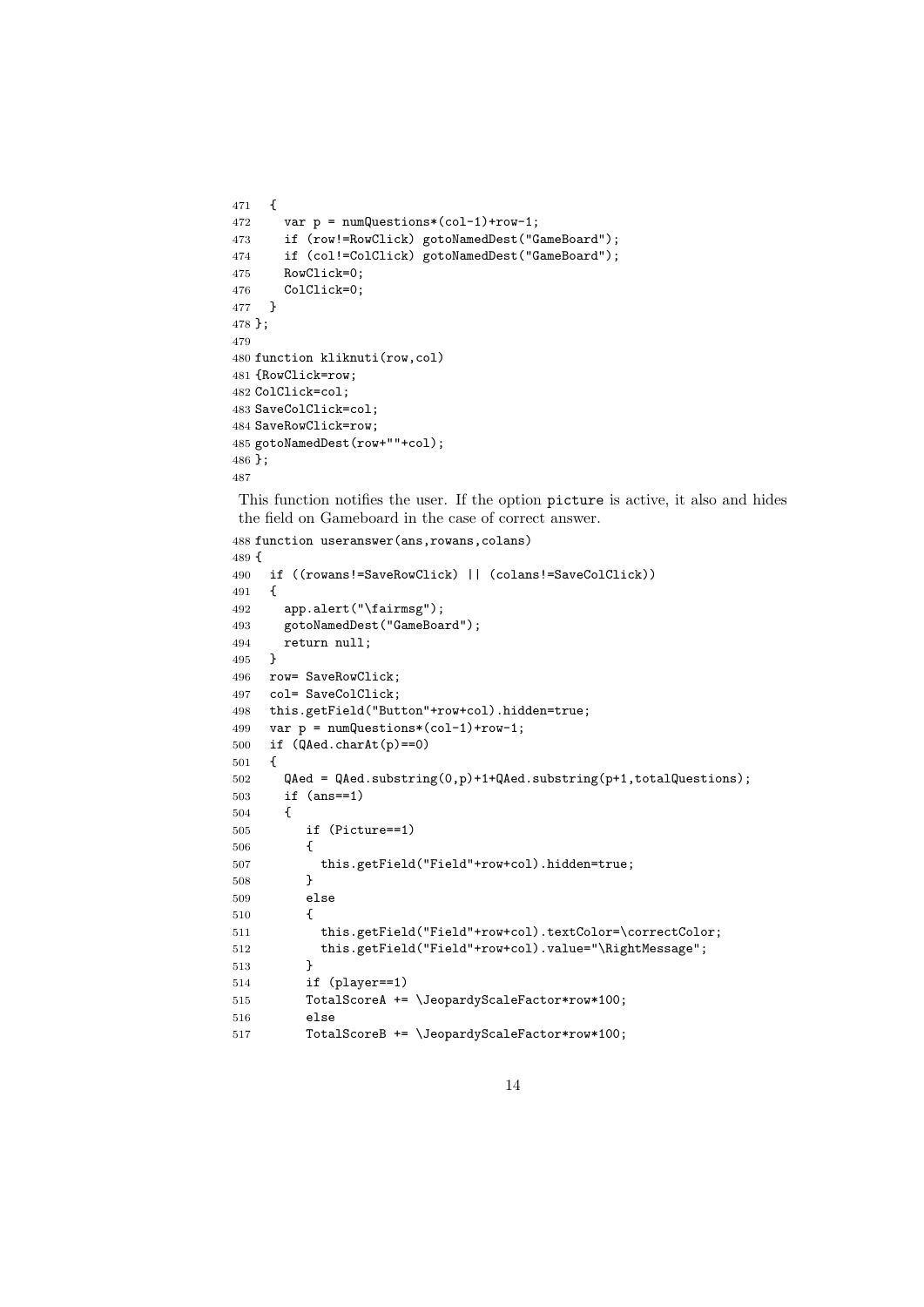```
471   {
472     var p = numQuestions*(col-1)+row-1;
473     if (row!=RowClick) gotoNamedDest("GameBoard");
474     if (col!=ColClick) gotoNamedDest("GameBoard");
475     RowClick=0;
476     ColClick=0;
477   }
478 };
479
480 function kliknuti(row,col)
481 {RowClick=row;
482 ColClick=col;
483 SaveColClick=col;
484 SaveRowClick=row;
485 gotoNamedDest(row+""+col);
486 };
487
```

This function notifies the user. If the option picture is active, it also and hides the field on Gameboard in the case of correct answer.

```
488 function useranswer(ans,rowans,colans)
489 {
490   if ((rowans!=SaveRowClick) || (colans!=SaveColClick))
491   {
492     app.alert("\fairmsg");
493     gotoNamedDest("GameBoard");
494     return null;
495   }
496   row= SaveRowClick;
497   col= SaveColClick;
498   this.getField("Button"+row+col).hidden=true;
499   var p = numQuestions*(col-1)+row-1;
500   if (QAed.charAt(p)==0)
501   {
502     QAed = QAed.substring(0,p)+1+QAed.substring(p+1,totalQuestions);
503     if (ans==1)
504     {
505        if (Picture==1)
506        {
507          this.getField("Field"+row+col).hidden=true;
508        }
509        else
510        {
511          this.getField("Field"+row+col).textColor=\correctColor;
512          this.getField("Field"+row+col).value="\RightMessage";
513        }
514        if (player==1)
515        TotalScoreA += \JeopardyScaleFactor*row*100;
516        else
517        TotalScoreB += \JeopardyScaleFactor*row*100;
```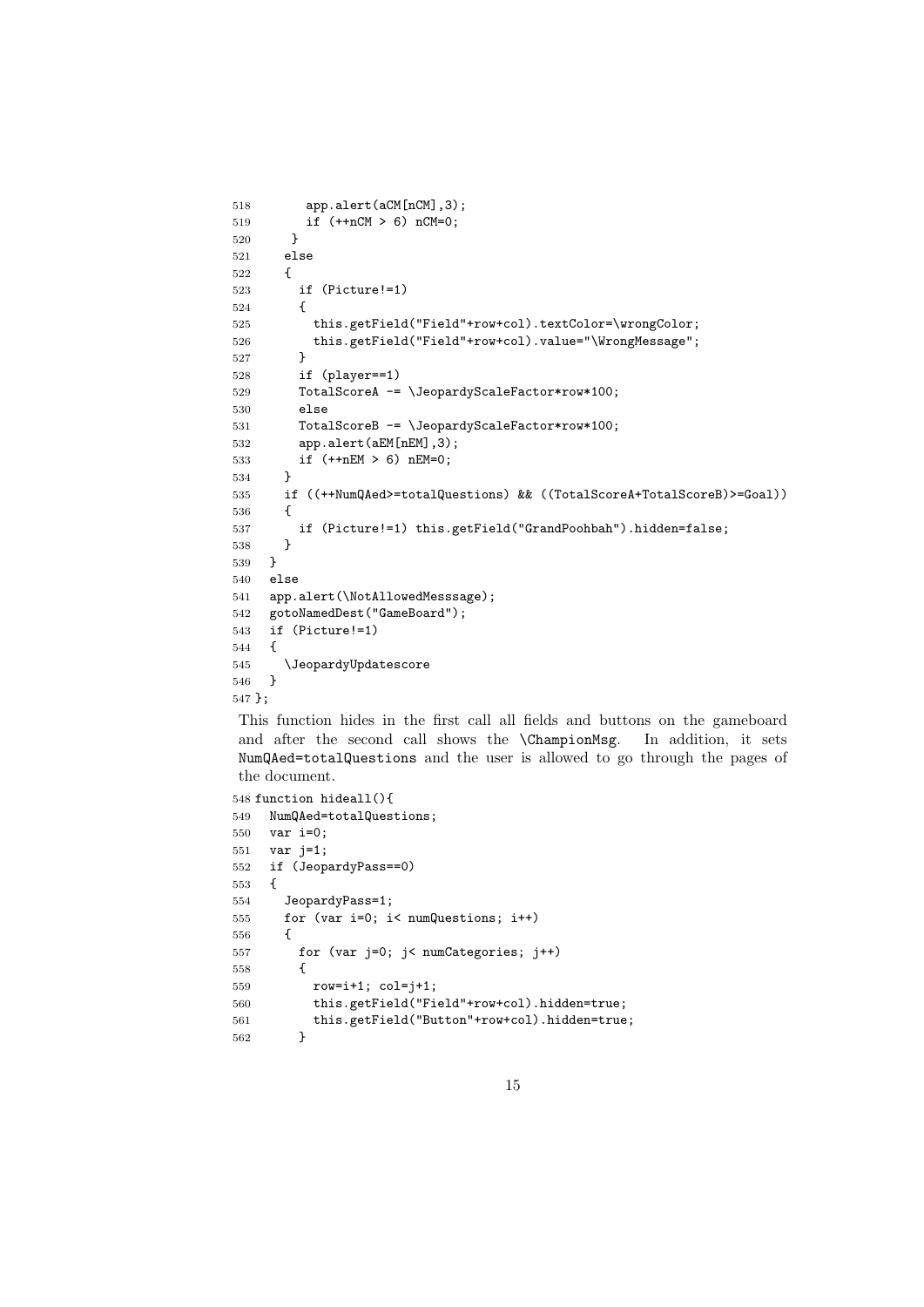```
518       app.alert(aCM[nCM],3);
519       if (++nCM > 6) nCM=0;
520      }
521    else
522    {
523      if (Picture!=1)
524      {
525        this.getField("Field"+row+col).textColor=\wrongColor;
526        this.getField("Field"+row+col).value="\WrongMessage";
527      }
528      if (player==1)
529      TotalScoreA -= \JeopardyScaleFactor*row*100;
530      else
531      TotalScoreB -= \JeopardyScaleFactor*row*100;
532      app.alert(aEM[nEM],3);
533      if (++nEM > 6) nEM=0;
534    }
535    if ((++NumQAed>=totalQuestions) && ((TotalScoreA+TotalScoreB)>=Goal))
536    {
537      if (Picture!=1) this.getField("GrandPoohbah").hidden=false;
538    }
539  }
540  else
541  app.alert(\NotAllowedMesssage);
542  gotoNamedDest("GameBoard");
543  if (Picture!=1)
544  {
545    \JeopardyUpdatescore
546  }
547 };
```

This function hides in the first call all fields and buttons on the gameboard and after the second call shows the `\ChampionMsg`. In addition, it sets `NumQAed=totalQuestions` and the user is allowed to go through the pages of the document.

```
548 function hideall(){
549   NumQAed=totalQuestions;
550   var i=0;
551   var j=1;
552   if (JeopardyPass==0)
553   {
554     JeopardyPass=1;
555     for (var i=0; i< numQuestions; i++)
556     {
557       for (var j=0; j< numCategories; j++)
558       {
559         row=i+1; col=j+1;
560         this.getField("Field"+row+col).hidden=true;
561         this.getField("Button"+row+col).hidden=true;
562       }
```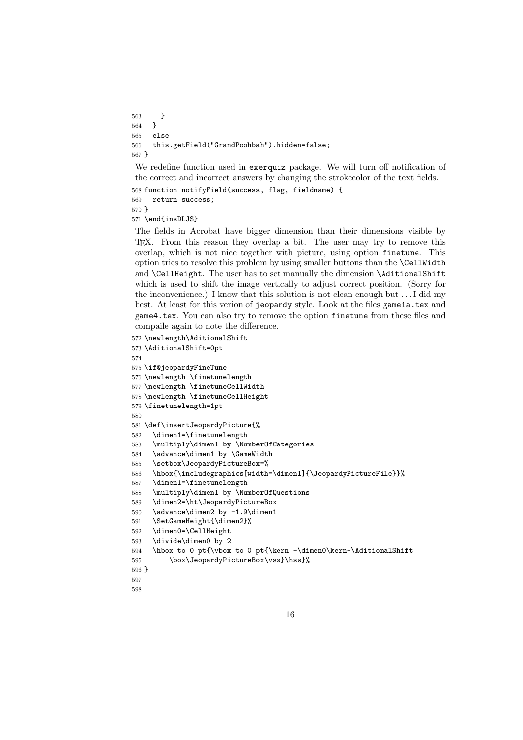```
563     }
564   }
565   else
566   this.getField("GrandPoohbah").hidden=false;
567 }
```

We redefine function used in exerquiz package. We will turn off notification of the correct and incorrect answers by changing the strokecolor of the text fields.

```
568 function notifyField(success, flag, fieldname) {
569   return success;
570 }
571 \end{insDLJS}
```

The fields in Acrobat have bigger dimension than their dimensions visible by TEX. From this reason they overlap a bit. The user may try to remove this overlap, which is not nice together with picture, using option finetune. This option tries to resolve this problem by using smaller buttons than the \CellWidth and \CellHeight. The user has to set manually the dimension \AditionalShift which is used to shift the image vertically to adjust correct position. (Sorry for the inconvenience.) I know that this solution is not clean enough but . . . I did my best. At least for this verion of jeopardy style. Look at the files game1a.tex and game4.tex. You can also try to remove the option finetune from these files and compaile again to note the difference.

```
572 \newlength\AditionalShift
573 \AditionalShift=0pt
574
575 \if@jeopardyFineTune
576 \newlength \finetunelength
577 \newlength \finetuneCellWidth
578 \newlength \finetuneCellHeight
579 \finetunelength=1pt
580
581 \def\insertJeopardyPicture{%
582   \dimen1=\finetunelength
583   \multiply\dimen1 by \NumberOfCategories
584   \advance\dimen1 by \GameWidth
585   \setbox\JeopardyPictureBox=%
586   \hbox{\includegraphics[width=\dimen1]{\JeopardyPictureFile}}%
587   \dimen1=\finetunelength
588   \multiply\dimen1 by \NumberOfQuestions
589   \dimen2=\ht\JeopardyPictureBox
590   \advance\dimen2 by -1.9\dimen1
591   \SetGameHeight{\dimen2}%
592   \dimen0=\CellHeight
593   \divide\dimen0 by 2
594   \hbox to 0 pt{\vbox to 0 pt{\kern -\dimen0\kern-\AditionalShift
595       \box\JeopardyPictureBox\vss}\hss}%
596 }
597
598
```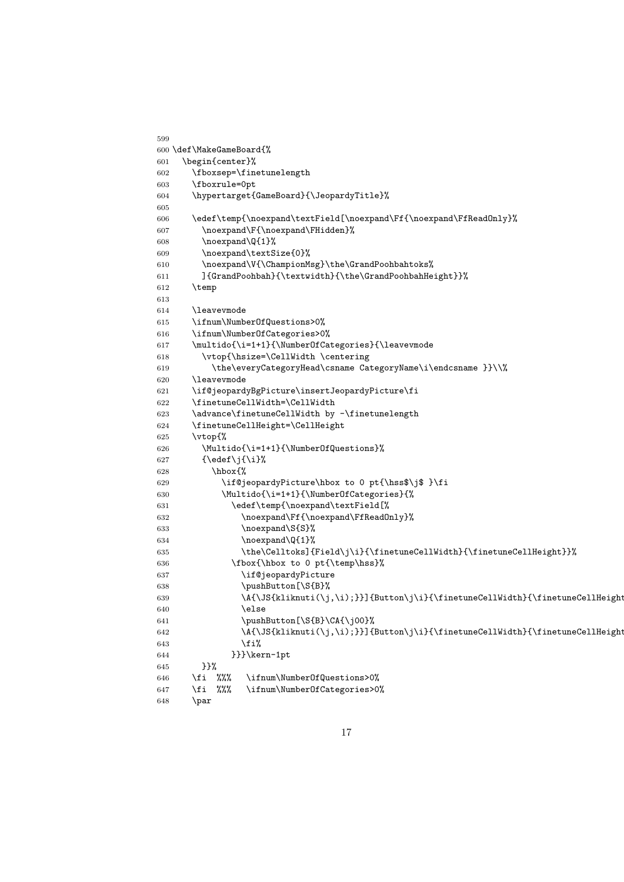```
599
600 \def\MakeGameBoard{%
601   \begin{center}%
602     \fboxsep=\finetunelength
603     \fboxrule=0pt
604     \hypertarget{GameBoard}{\JeopardyTitle}%
605
606     \edef\temp{\noexpand\textField[\noexpand\Ff{\noexpand\FfReadOnly}%
607       \noexpand\F{\noexpand\FHidden}%
608       \noexpand\Q{1}%
609       \noexpand\textSize{0}%
610       \noexpand\V{\ChampionMsg}\the\GrandPoohbahtoks%
611       ]{GrandPoohbah}{\textwidth}{\the\GrandPoohbahHeight}}%
612     \temp
613
614     \leavevmode
615     \ifnum\NumberOfQuestions>0%
616     \ifnum\NumberOfCategories>0%
617     \multido{\i=1+1}{\NumberOfCategories}{\leavevmode
618       \vtop{\hsize=\CellWidth \centering
619         \the\everyCategoryHead\csname CategoryName\i\endcsname }}\\%
620     \leavevmode
621     \if@jeopardyBgPicture\insertJeopardyPicture\fi
622     \finetuneCellWidth=\CellWidth
623     \advance\finetuneCellWidth by -\finetunelength
624     \finetuneCellHeight=\CellHeight
625     \vtop{%
626       \Multido{\i=1+1}{\NumberOfQuestions}%
627       {\edef\j{\i}%
628         \hbox{%
629           \if@jeopardyPicture\hbox to 0 pt{\hss$\j$ }\fi
630           \Multido{\i=1+1}{\NumberOfCategories}{%
631             \edef\temp{\noexpand\textField[%
632               \noexpand\Ff{\noexpand\FfReadOnly}%
633               \noexpand\S{S}%
634               \noexpand\Q{1}%
635               \the\Celltoks]{Field\j\i}{\finetuneCellWidth}{\finetuneCellHeight}}%
636             \fbox{\hbox to 0 pt{\temp\hss}%
637               \if@jeopardyPicture
638               \pushButton[\S{B}%
639               \A{\JS{kliknuti(\j,\i);}}]{Button\j\i}{\finetuneCellWidth}{\finetuneCellHeight
640               \else
641               \pushButton[\S{B}\CA{\j00}%
642               \A{\JS{kliknuti(\j,\i);}}]{Button\j\i}{\finetuneCellWidth}{\finetuneCellHeight
643               \fi%
644             }}}\kern-1pt
645       }}%
646     \fi  %%%   \ifnum\NumberOfQuestions>0%
647     \fi  %%%   \ifnum\NumberOfCategories>0%
648     \par
```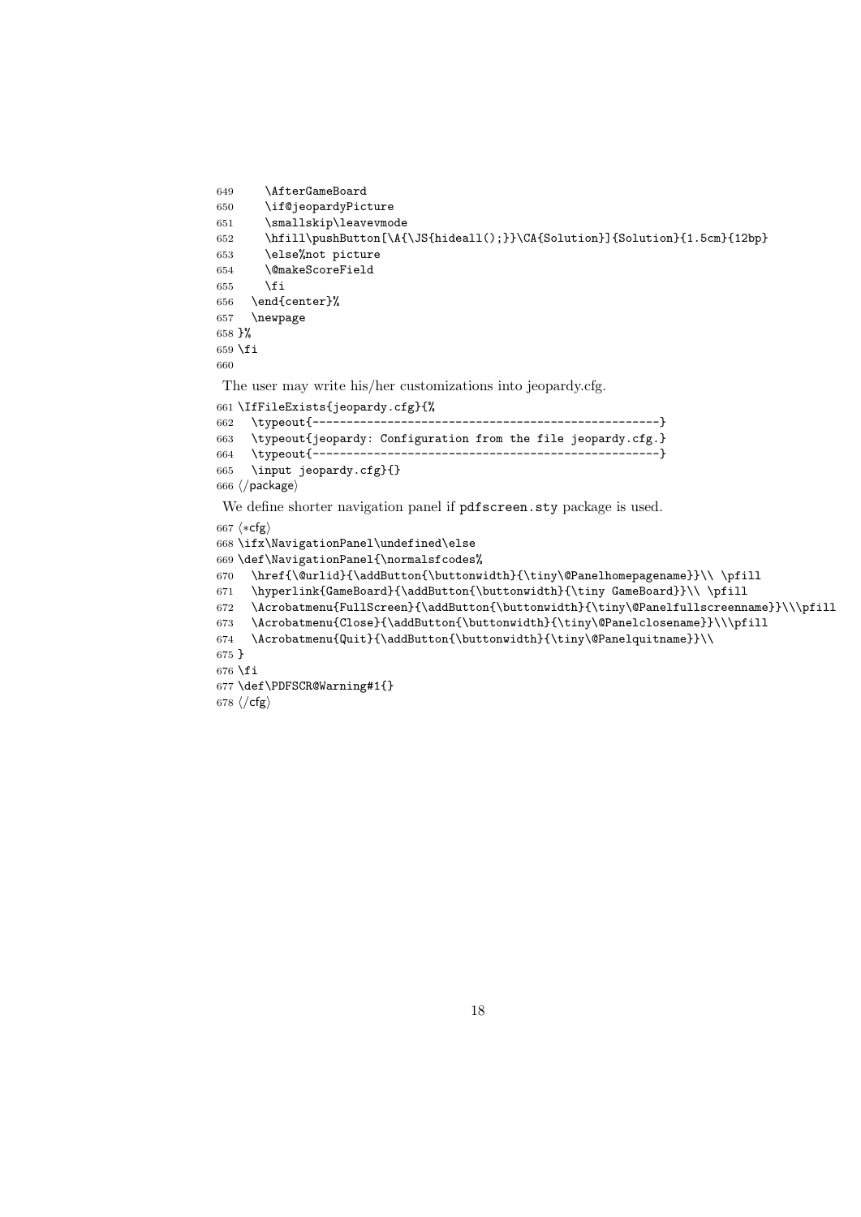```
649     \AfterGameBoard
650     \if@jeopardyPicture
651     \smallskip\leavevmode
652     \hfill\pushButton[\A{\JS{hideall();}}\CA{Solution}]{Solution}{1.5cm}{12bp}
653     \else%not picture
654     \@makeScoreField
655     \fi
656   \end{center}%
657   \newpage
658 }%
659 \fi
660
```

The user may write his/her customizations into jeopardy.cfg.

```
661 \IfFileExists{jeopardy.cfg}{%
662   \typeout{---------------------------------------------------}
663   \typeout{jeopardy: Configuration from the file jeopardy.cfg.}
664   \typeout{---------------------------------------------------}
665   \input jeopardy.cfg}{}
666 ⟨/package⟩
```

We define shorter navigation panel if `pdfscreen.sty` package is used.

```
667 ⟨*cfg⟩
668 \ifx\NavigationPanel\undefined\else
669 \def\NavigationPanel{\normalsfcodes%
670   \href{\@urlid}{\addButton{\buttonwidth}{\tiny\@Panelhomepagename}}\\ \pfill
671   \hyperlink{GameBoard}{\addButton{\buttonwidth}{\tiny GameBoard}}\\ \pfill
672   \Acrobatmenu{FullScreen}{\addButton{\buttonwidth}{\tiny\@Panelfullscreenname}}\\\pfill
673   \Acrobatmenu{Close}{\addButton{\buttonwidth}{\tiny\@Panelclosename}}\\\pfill
674   \Acrobatmenu{Quit}{\addButton{\buttonwidth}{\tiny\@Panelquitname}}\\
675 }
676 \fi
677 \def\PDFSCR@Warning#1{}
678 ⟨/cfg⟩
```